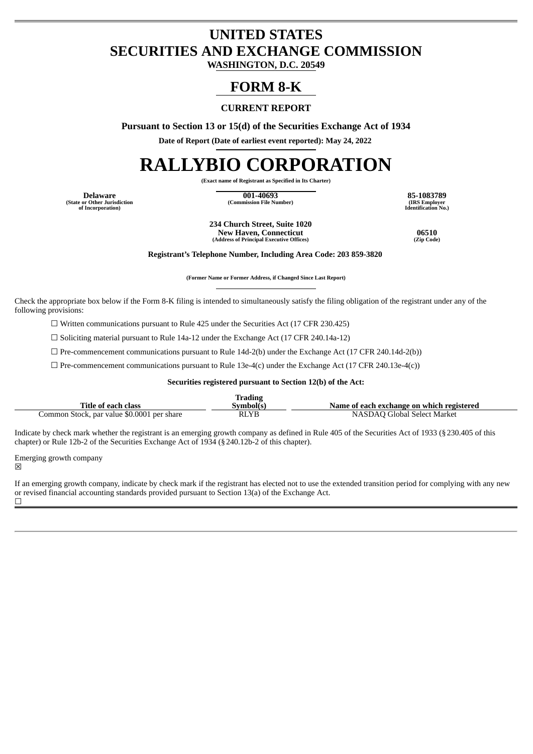# UNITED STATES
# SECURITIES AND EXCHANGE COMMISSION

**WASHINGTON, D.C. 20549**

# FORM 8-K

**CURRENT REPORT**

**Pursuant to Section 13 or 15(d) of the Securities Exchange Act of 1934**

**Date of Report (Date of earliest event reported): May 24, 2022**

# RALLYBIO CORPORATION

**(Exact name of Registrant as Specified in Its Charter)**

| Delaware | 001-40693 | 85-1083789 |
|---|---|---|
| (State or Other Jurisdiction of Incorporation) | (Commission File Number) | (IRS Employer Identification No.) |

| 234 Church Street, Suite 1020 New Haven, Connecticut | 06510 |
|---|---|
| (Address of Principal Executive Offices) | (Zip Code) |

**Registrant's Telephone Number, Including Area Code: 203 859-3820**

**(Former Name or Former Address, if Changed Since Last Report)**

Check the appropriate box below if the Form 8-K filing is intended to simultaneously satisfy the filing obligation of the registrant under any of the following provisions:

☐ Written communications pursuant to Rule 425 under the Securities Act (17 CFR 230.425)

☐ Soliciting material pursuant to Rule 14a-12 under the Exchange Act (17 CFR 240.14a-12)

☐ Pre-commencement communications pursuant to Rule 14d-2(b) under the Exchange Act (17 CFR 240.14d-2(b))

☐ Pre-commencement communications pursuant to Rule 13e-4(c) under the Exchange Act (17 CFR 240.13e-4(c))

**Securities registered pursuant to Section 12(b) of the Act:**

| Title of each class | Trading Symbol(s) | Name of each exchange on which registered |
|---|---|---|
| Common Stock, par value $0.0001 per share | RLYB | NASDAQ Global Select Market |

Indicate by check mark whether the registrant is an emerging growth company as defined in Rule 405 of the Securities Act of 1933 (§230.405 of this chapter) or Rule 12b-2 of the Securities Exchange Act of 1934 (§240.12b-2 of this chapter).

Emerging growth company
☒

If an emerging growth company, indicate by check mark if the registrant has elected not to use the extended transition period for complying with any new or revised financial accounting standards provided pursuant to Section 13(a) of the Exchange Act.
☐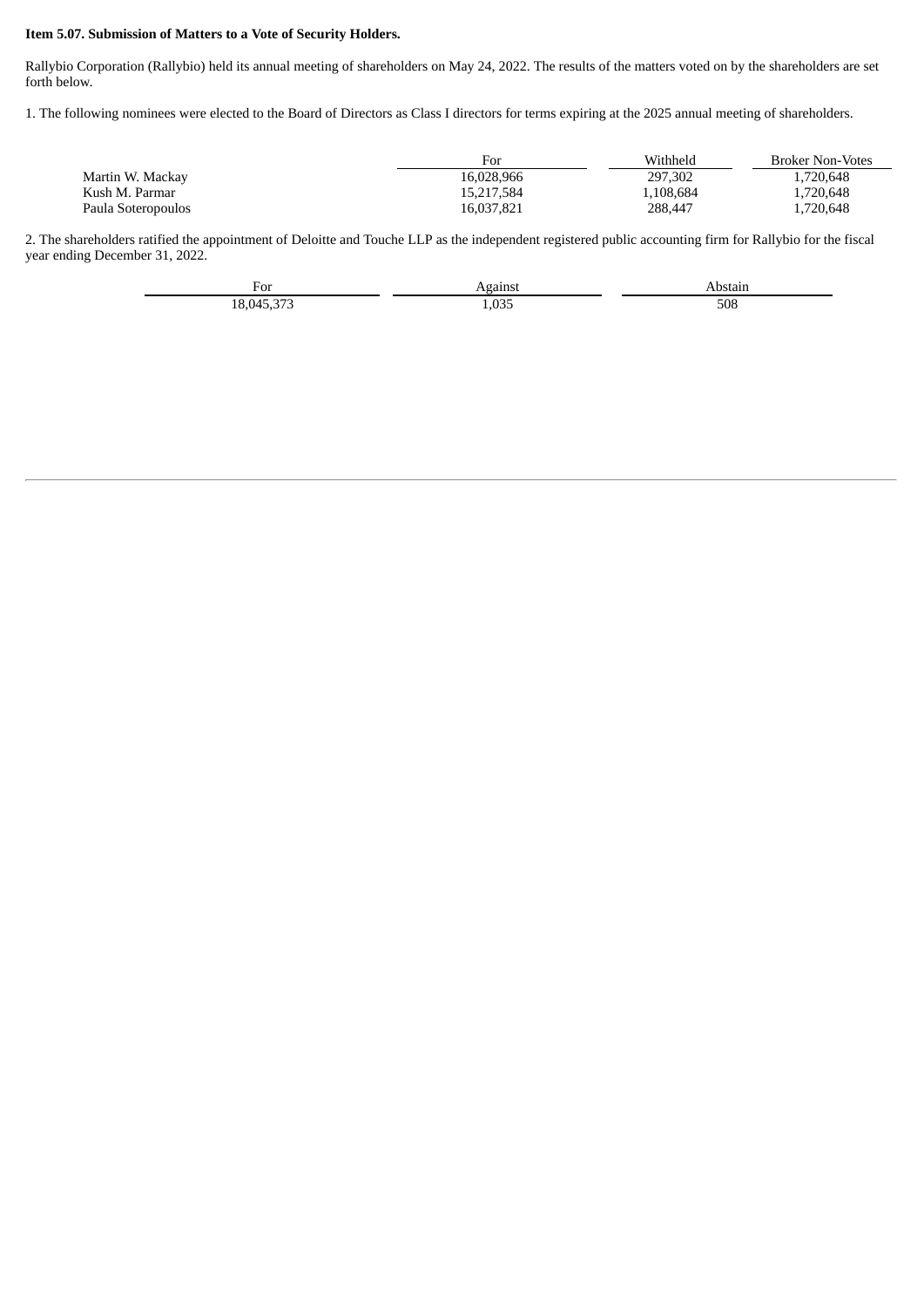**Item 5.07. Submission of Matters to a Vote of Security Holders.**

Rallybio Corporation (Rallybio) held its annual meeting of shareholders on May 24, 2022. The results of the matters voted on by the shareholders are set forth below.

1. The following nominees were elected to the Board of Directors as Class I directors for terms expiring at the 2025 annual meeting of shareholders.

| | For | Withheld | Broker Non-Votes |
|---|---|---|---|
| Martin W. Mackay | 16,028,966 | 297,302 | 1,720,648 |
| Kush M. Parmar | 15,217,584 | 1,108,684 | 1,720,648 |
| Paula Soteropoulos | 16,037,821 | 288,447 | 1,720,648 |

2. The shareholders ratified the appointment of Deloitte and Touche LLP as the independent registered public accounting firm for Rallybio for the fiscal year ending December 31, 2022.

| For | Against | Abstain |
|---|---|---|
| 18,045,373 | 1,035 | 508 |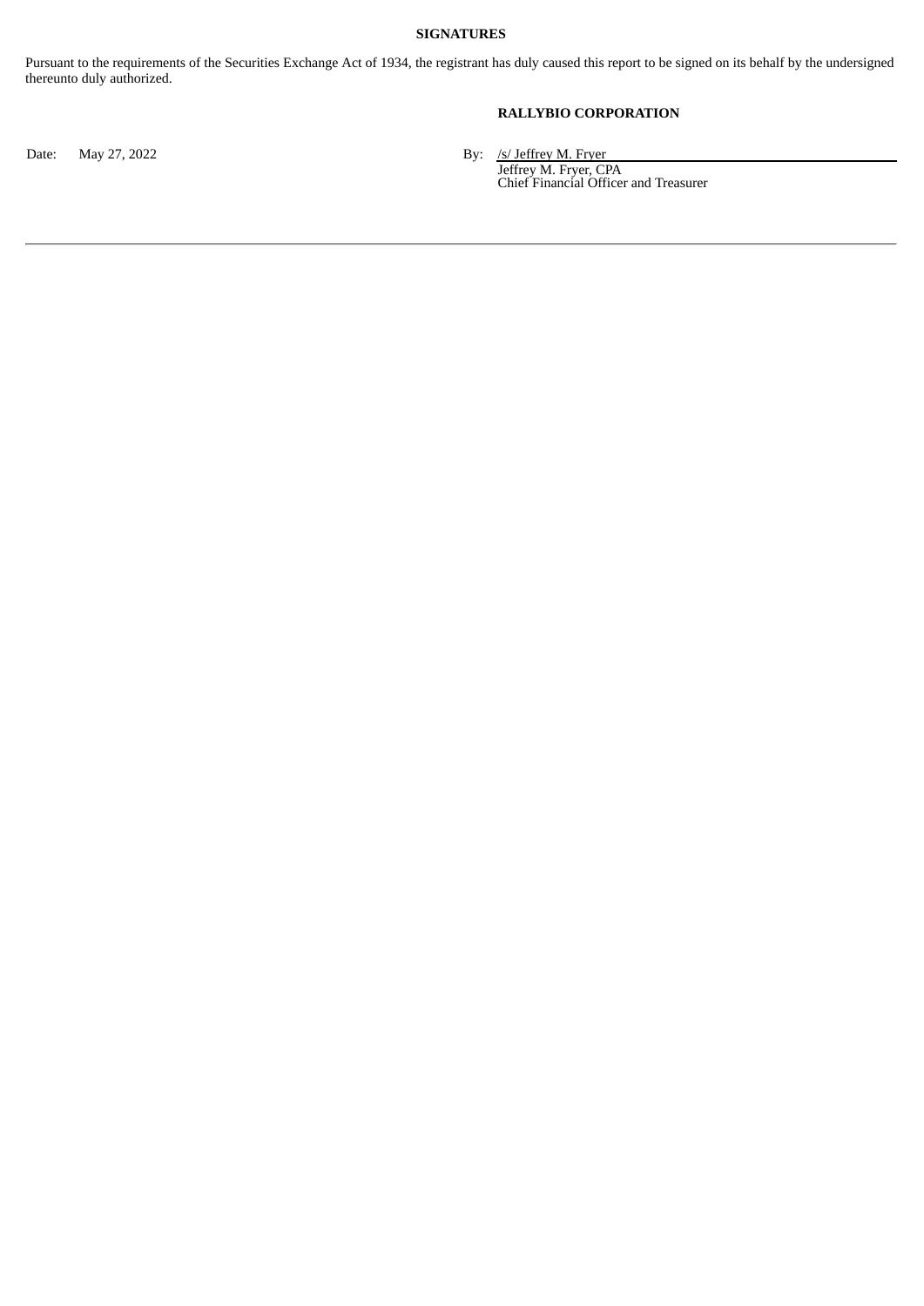**SIGNATURES**

Pursuant to the requirements of the Securities Exchange Act of 1934, the registrant has duly caused this report to be signed on its behalf by the undersigned thereunto duly authorized.

**RALLYBIO CORPORATION**

Date: May 27, 2022

By: /s/ Jeffrey M. Fryer
Jeffrey M. Fryer, CPA
Chief Financial Officer and Treasurer